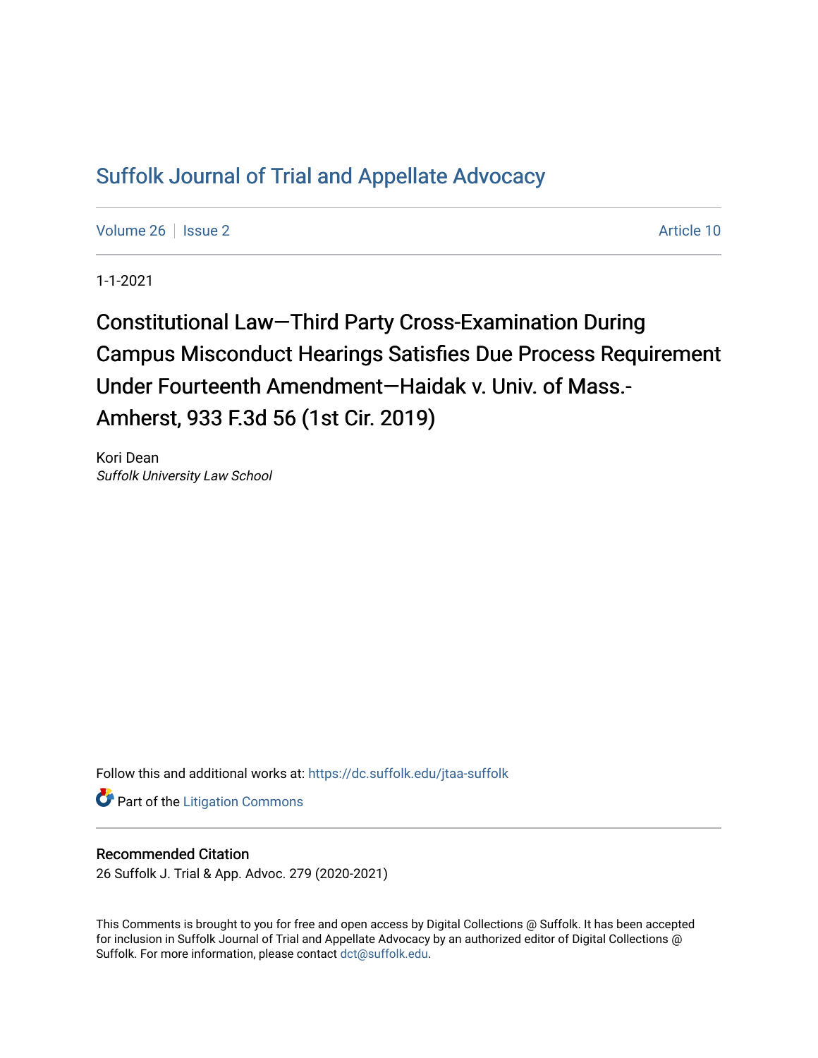# Suffolk Journal of Trial and Appellate Advocacy

Volume 26 | Issue 2 | Article 10

1-1-2021

## Constitutional Law—Third Party Cross-Examination During Campus Misconduct Hearings Satisfies Due Process Requirement Under Fourteenth Amendment—Haidak v. Univ. of Mass.-Amherst, 933 F.3d 56 (1st Cir. 2019)

Kori Dean
*Suffolk University Law School*

Follow this and additional works at: https://dc.suffolk.edu/jtaa-suffolk

Part of the Litigation Commons

### Recommended Citation

26 Suffolk J. Trial & App. Advoc. 279 (2020-2021)

This Comments is brought to you for free and open access by Digital Collections @ Suffolk. It has been accepted for inclusion in Suffolk Journal of Trial and Appellate Advocacy by an authorized editor of Digital Collections @ Suffolk. For more information, please contact dct@suffolk.edu.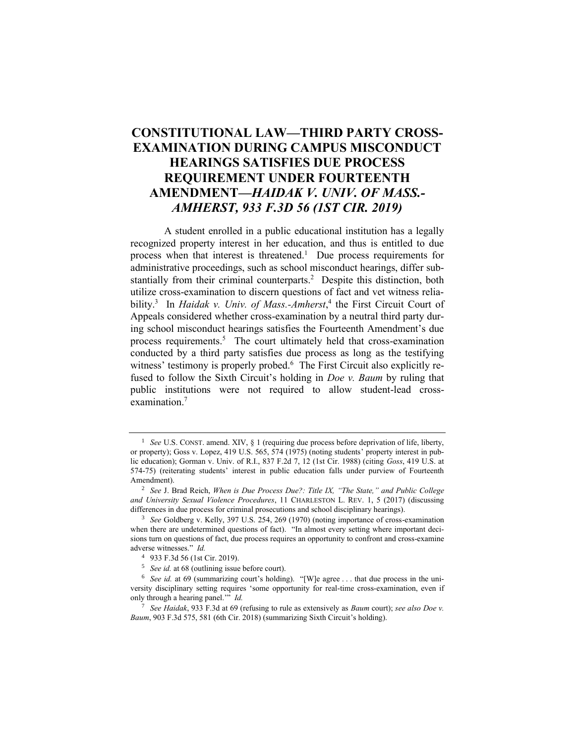# CONSTITUTIONAL LAW—THIRD PARTY CROSS-EXAMINATION DURING CAMPUS MISCONDUCT HEARINGS SATISFIES DUE PROCESS REQUIREMENT UNDER FOURTEENTH AMENDMENT—*HAIDAK V. UNIV. OF MASS.-AMHERST, 933 F.3D 56 (1ST CIR. 2019)*

A student enrolled in a public educational institution has a legally recognized property interest in her education, and thus is entitled to due process when that interest is threatened.[1] Due process requirements for administrative proceedings, such as school misconduct hearings, differ substantially from their criminal counterparts.[2] Despite this distinction, both utilize cross-examination to discern questions of fact and vet witness reliability.[3] In *Haidak v. Univ. of Mass.-Amherst*,[4] the First Circuit Court of Appeals considered whether cross-examination by a neutral third party during school misconduct hearings satisfies the Fourteenth Amendment's due process requirements.[5] The court ultimately held that cross-examination conducted by a third party satisfies due process as long as the testifying witness' testimony is properly probed.[6] The First Circuit also explicitly refused to follow the Sixth Circuit's holding in *Doe v. Baum* by ruling that public institutions were not required to allow student-lead cross-examination.[7]

---

[1] *See* U.S. CONST. amend. XIV, § 1 (requiring due process before deprivation of life, liberty, or property); Goss v. Lopez, 419 U.S. 565, 574 (1975) (noting students' property interest in public education); Gorman v. Univ. of R.I., 837 F.2d 7, 12 (1st Cir. 1988) (citing *Goss*, 419 U.S. at 574-75) (reiterating students' interest in public education falls under purview of Fourteenth Amendment).

[2] *See* J. Brad Reich, *When is Due Process Due?: Title IX, "The State," and Public College and University Sexual Violence Procedures*, 11 CHARLESTON L. REV. 1, 5 (2017) (discussing differences in due process for criminal prosecutions and school disciplinary hearings).

[3] *See* Goldberg v. Kelly, 397 U.S. 254, 269 (1970) (noting importance of cross-examination when there are undetermined questions of fact). "In almost every setting where important decisions turn on questions of fact, due process requires an opportunity to confront and cross-examine adverse witnesses." *Id.*

[4] 933 F.3d 56 (1st Cir. 2019).

[5] *See id.* at 68 (outlining issue before court).

[6] *See id.* at 69 (summarizing court's holding). "[W]e agree . . . that due process in the university disciplinary setting requires 'some opportunity for real-time cross-examination, even if only through a hearing panel.'" *Id.*

[7] *See Haidak*, 933 F.3d at 69 (refusing to rule as extensively as *Baum* court); *see also Doe v. Baum*, 903 F.3d 575, 581 (6th Cir. 2018) (summarizing Sixth Circuit's holding).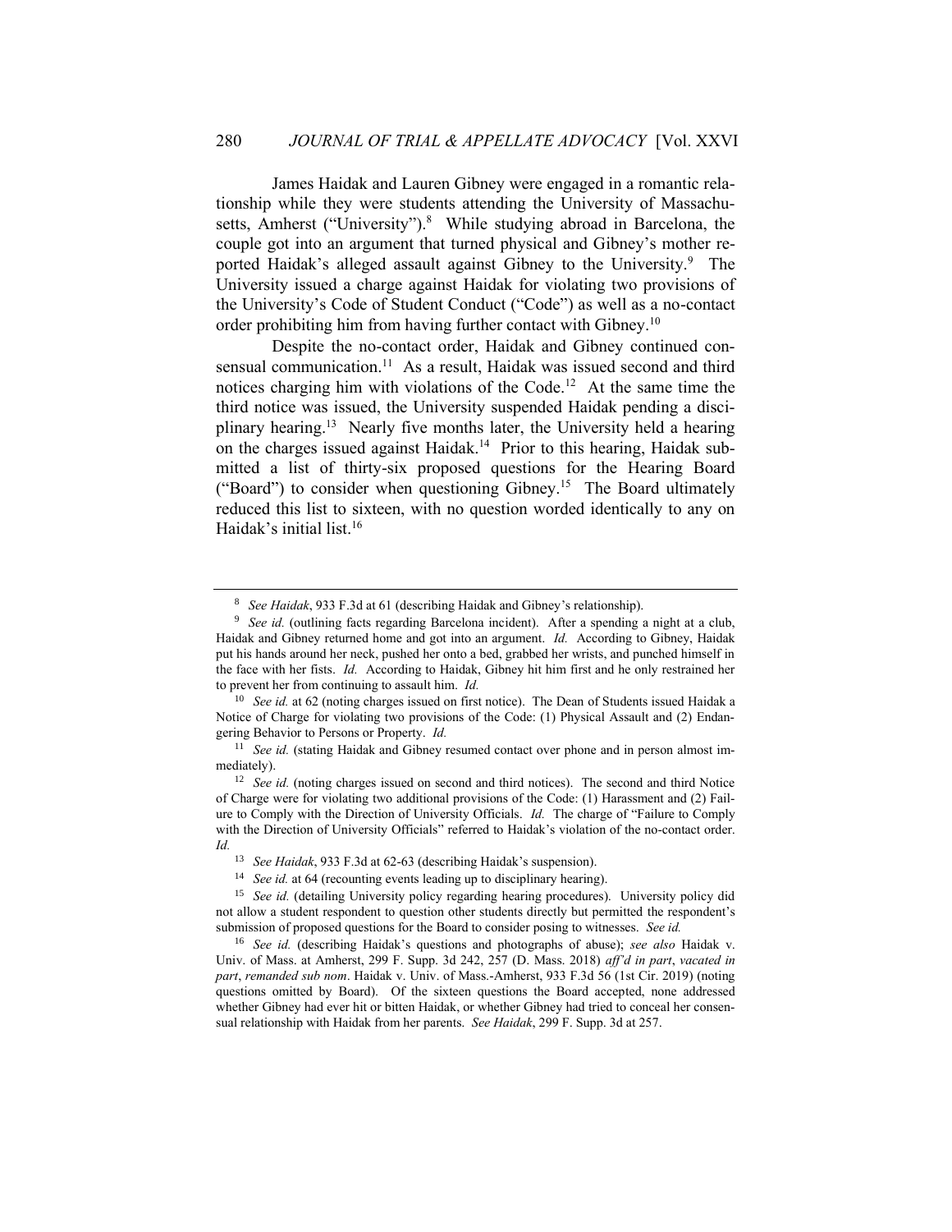James Haidak and Lauren Gibney were engaged in a romantic relationship while they were students attending the University of Massachusetts, Amherst ("University").[8] While studying abroad in Barcelona, the couple got into an argument that turned physical and Gibney's mother reported Haidak's alleged assault against Gibney to the University.[9] The University issued a charge against Haidak for violating two provisions of the University's Code of Student Conduct ("Code") as well as a no-contact order prohibiting him from having further contact with Gibney.[10]

Despite the no-contact order, Haidak and Gibney continued consensual communication.[11] As a result, Haidak was issued second and third notices charging him with violations of the Code.[12] At the same time the third notice was issued, the University suspended Haidak pending a disciplinary hearing.[13] Nearly five months later, the University held a hearing on the charges issued against Haidak.[14] Prior to this hearing, Haidak submitted a list of thirty-six proposed questions for the Hearing Board ("Board") to consider when questioning Gibney.[15] The Board ultimately reduced this list to sixteen, with no question worded identically to any on Haidak's initial list.[16]

---

[8] *See Haidak*, 933 F.3d at 61 (describing Haidak and Gibney's relationship).

[9] *See id.* (outlining facts regarding Barcelona incident). After a spending a night at a club, Haidak and Gibney returned home and got into an argument. *Id.* According to Gibney, Haidak put his hands around her neck, pushed her onto a bed, grabbed her wrists, and punched himself in the face with her fists. *Id.* According to Haidak, Gibney hit him first and he only restrained her to prevent her from continuing to assault him. *Id.*

[10] *See id.* at 62 (noting charges issued on first notice). The Dean of Students issued Haidak a Notice of Charge for violating two provisions of the Code: (1) Physical Assault and (2) Endangering Behavior to Persons or Property. *Id.*

[11] *See id.* (stating Haidak and Gibney resumed contact over phone and in person almost immediately).

[12] *See id.* (noting charges issued on second and third notices). The second and third Notice of Charge were for violating two additional provisions of the Code: (1) Harassment and (2) Failure to Comply with the Direction of University Officials. *Id.* The charge of "Failure to Comply with the Direction of University Officials" referred to Haidak's violation of the no-contact order. *Id.*

[13] *See Haidak*, 933 F.3d at 62-63 (describing Haidak's suspension).

[14] *See id.* at 64 (recounting events leading up to disciplinary hearing).

[15] *See id.* (detailing University policy regarding hearing procedures). University policy did not allow a student respondent to question other students directly but permitted the respondent's submission of proposed questions for the Board to consider posing to witnesses. *See id.*

[16] *See id.* (describing Haidak's questions and photographs of abuse); *see also* Haidak v. Univ. of Mass. at Amherst, 299 F. Supp. 3d 242, 257 (D. Mass. 2018) *aff'd in part*, *vacated in part*, *remanded sub nom*. Haidak v. Univ. of Mass.-Amherst, 933 F.3d 56 (1st Cir. 2019) (noting questions omitted by Board). Of the sixteen questions the Board accepted, none addressed whether Gibney had ever hit or bitten Haidak, or whether Gibney had tried to conceal her consensual relationship with Haidak from her parents. *See Haidak*, 299 F. Supp. 3d at 257.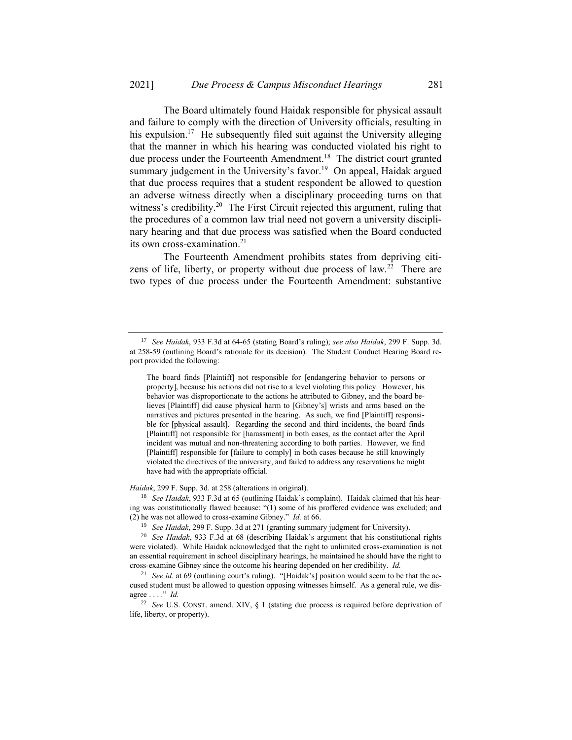The Board ultimately found Haidak responsible for physical assault and failure to comply with the direction of University officials, resulting in his expulsion.[17] He subsequently filed suit against the University alleging that the manner in which his hearing was conducted violated his right to due process under the Fourteenth Amendment.[18] The district court granted summary judgement in the University's favor.[19] On appeal, Haidak argued that due process requires that a student respondent be allowed to question an adverse witness directly when a disciplinary proceeding turns on that witness's credibility.[20] The First Circuit rejected this argument, ruling that the procedures of a common law trial need not govern a university disciplinary hearing and that due process was satisfied when the Board conducted its own cross-examination.[21]

The Fourteenth Amendment prohibits states from depriving citizens of life, liberty, or property without due process of law.[22] There are two types of due process under the Fourteenth Amendment: substantive

---

[17] *See Haidak*, 933 F.3d at 64-65 (stating Board's ruling); *see also Haidak*, 299 F. Supp. 3d. at 258-59 (outlining Board's rationale for its decision). The Student Conduct Hearing Board report provided the following:

> The board finds [Plaintiff] not responsible for [endangering behavior to persons or property], because his actions did not rise to a level violating this policy. However, his behavior was disproportionate to the actions he attributed to Gibney, and the board believes [Plaintiff] did cause physical harm to [Gibney's] wrists and arms based on the narratives and pictures presented in the hearing. As such, we find [Plaintiff] responsible for [physical assault]. Regarding the second and third incidents, the board finds [Plaintiff] not responsible for [harassment] in both cases, as the contact after the April incident was mutual and non-threatening according to both parties. However, we find [Plaintiff] responsible for [failure to comply] in both cases because he still knowingly violated the directives of the university, and failed to address any reservations he might have had with the appropriate official.

*Haidak*, 299 F. Supp. 3d. at 258 (alterations in original).

[18] *See Haidak*, 933 F.3d at 65 (outlining Haidak's complaint). Haidak claimed that his hearing was constitutionally flawed because: "(1) some of his proffered evidence was excluded; and (2) he was not allowed to cross-examine Gibney." *Id.* at 66.

[19] *See Haidak*, 299 F. Supp. 3d at 271 (granting summary judgment for University).

[20] *See Haidak*, 933 F.3d at 68 (describing Haidak's argument that his constitutional rights were violated). While Haidak acknowledged that the right to unlimited cross-examination is not an essential requirement in school disciplinary hearings, he maintained he should have the right to cross-examine Gibney since the outcome his hearing depended on her credibility. *Id.*

[21] *See id.* at 69 (outlining court's ruling). "[Haidak's] position would seem to be that the accused student must be allowed to question opposing witnesses himself. As a general rule, we disagree . . . ." *Id.*

[22] *See* U.S. CONST. amend. XIV, § 1 (stating due process is required before deprivation of life, liberty, or property).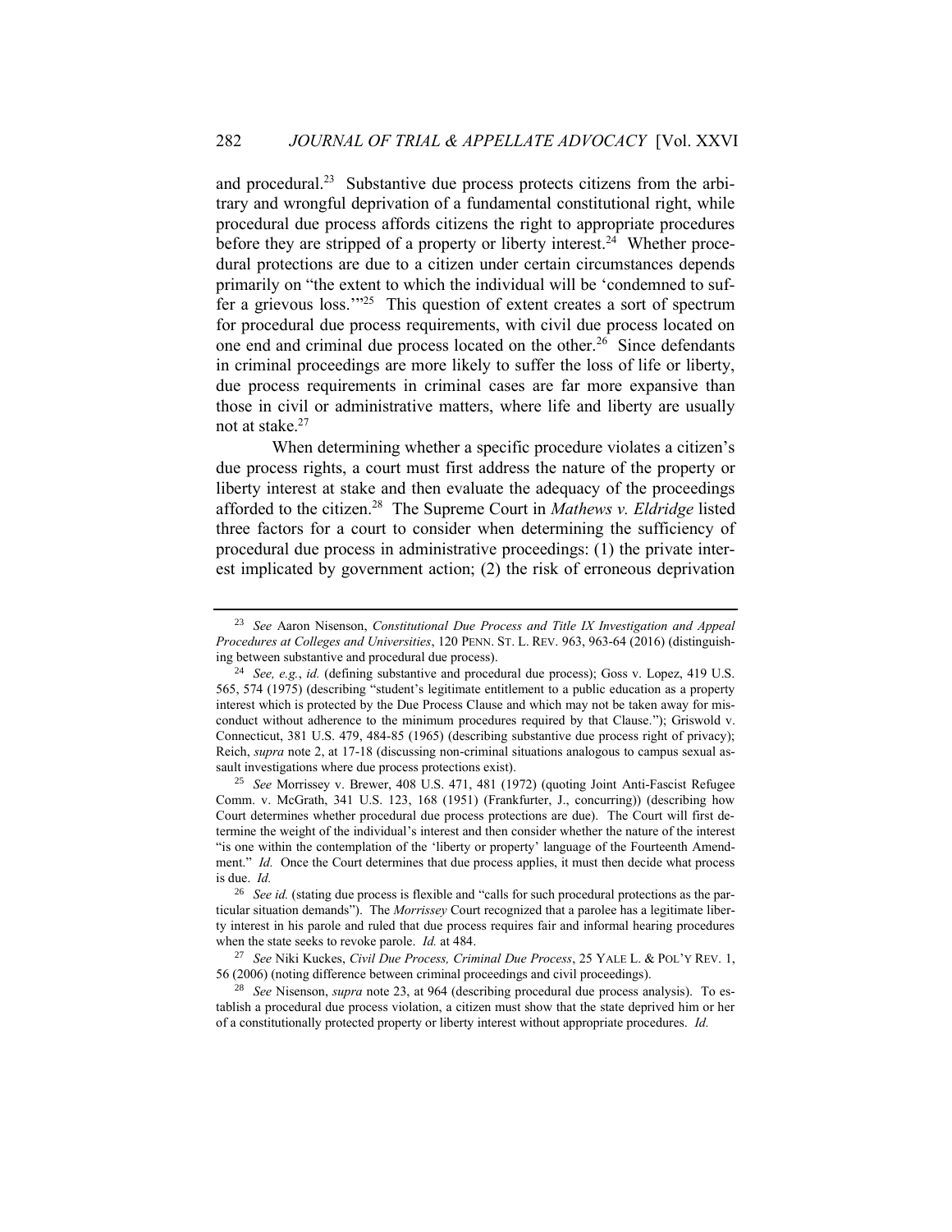and procedural.[23] Substantive due process protects citizens from the arbitrary and wrongful deprivation of a fundamental constitutional right, while procedural due process affords citizens the right to appropriate procedures before they are stripped of a property or liberty interest.[24] Whether procedural protections are due to a citizen under certain circumstances depends primarily on "the extent to which the individual will be 'condemned to suffer a grievous loss.'"[25] This question of extent creates a sort of spectrum for procedural due process requirements, with civil due process located on one end and criminal due process located on the other.[26] Since defendants in criminal proceedings are more likely to suffer the loss of life or liberty, due process requirements in criminal cases are far more expansive than those in civil or administrative matters, where life and liberty are usually not at stake.[27]

When determining whether a specific procedure violates a citizen's due process rights, a court must first address the nature of the property or liberty interest at stake and then evaluate the adequacy of the proceedings afforded to the citizen.[28] The Supreme Court in *Mathews v. Eldridge* listed three factors for a court to consider when determining the sufficiency of procedural due process in administrative proceedings: (1) the private interest implicated by government action; (2) the risk of erroneous deprivation

---

[23] *See* Aaron Nisenson, *Constitutional Due Process and Title IX Investigation and Appeal Procedures at Colleges and Universities*, 120 PENN. ST. L. REV. 963, 963-64 (2016) (distinguishing between substantive and procedural due process).

[24] *See, e.g.*, *id.* (defining substantive and procedural due process); Goss v. Lopez, 419 U.S. 565, 574 (1975) (describing "student's legitimate entitlement to a public education as a property interest which is protected by the Due Process Clause and which may not be taken away for misconduct without adherence to the minimum procedures required by that Clause."); Griswold v. Connecticut, 381 U.S. 479, 484-85 (1965) (describing substantive due process right of privacy); Reich, *supra* note 2, at 17-18 (discussing non-criminal situations analogous to campus sexual assault investigations where due process protections exist).

[25] *See* Morrissey v. Brewer, 408 U.S. 471, 481 (1972) (quoting Joint Anti-Fascist Refugee Comm. v. McGrath, 341 U.S. 123, 168 (1951) (Frankfurter, J., concurring)) (describing how Court determines whether procedural due process protections are due). The Court will first determine the weight of the individual's interest and then consider whether the nature of the interest "is one within the contemplation of the 'liberty or property' language of the Fourteenth Amendment." *Id.* Once the Court determines that due process applies, it must then decide what process is due. *Id.*

[26] *See id.* (stating due process is flexible and "calls for such procedural protections as the particular situation demands"). The *Morrissey* Court recognized that a parolee has a legitimate liberty interest in his parole and ruled that due process requires fair and informal hearing procedures when the state seeks to revoke parole. *Id.* at 484.

[27] *See* Niki Kuckes, *Civil Due Process, Criminal Due Process*, 25 YALE L. & POL'Y REV. 1, 56 (2006) (noting difference between criminal proceedings and civil proceedings).

[28] *See* Nisenson, *supra* note 23, at 964 (describing procedural due process analysis). To establish a procedural due process violation, a citizen must show that the state deprived him or her of a constitutionally protected property or liberty interest without appropriate procedures. *Id.*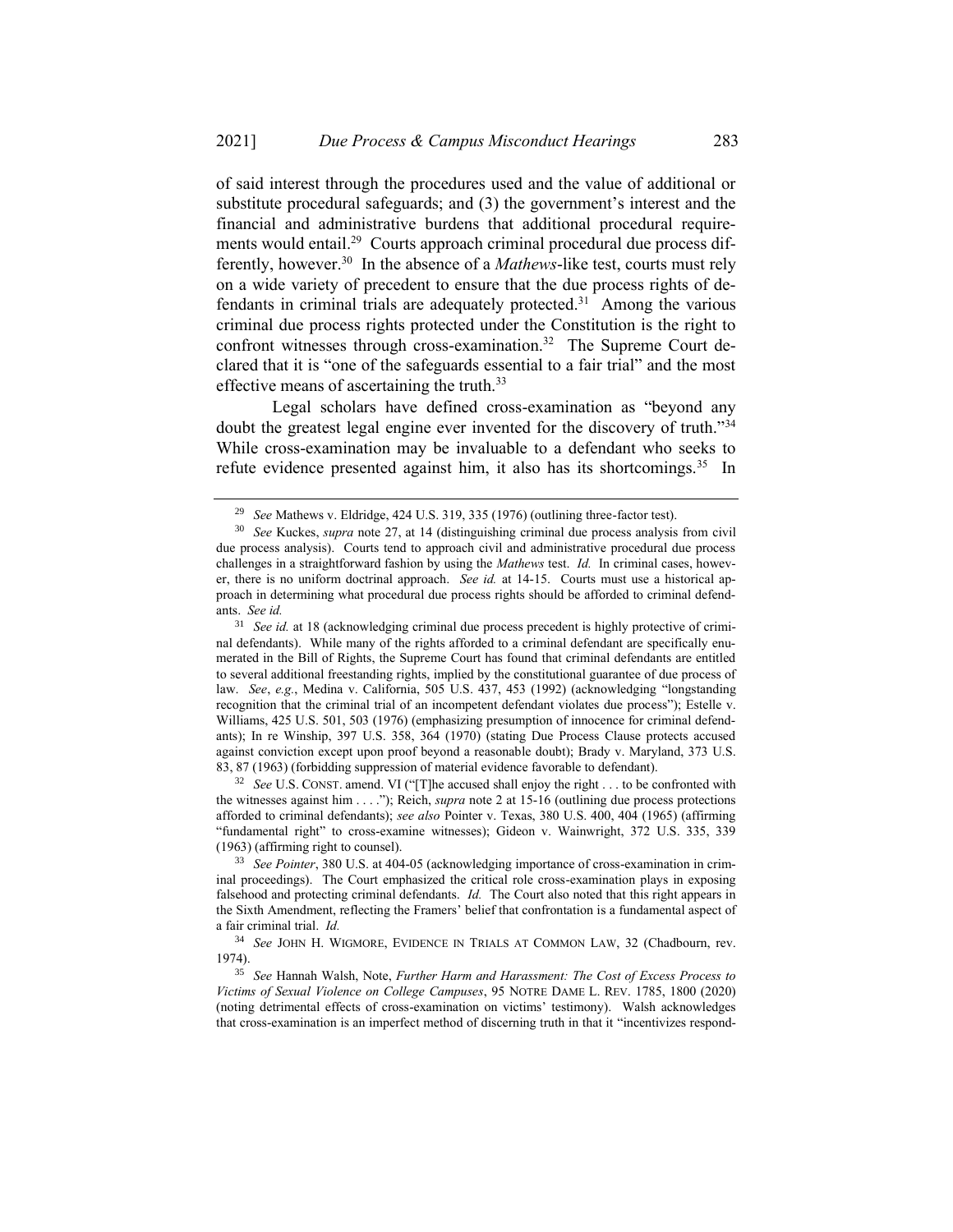of said interest through the procedures used and the value of additional or substitute procedural safeguards; and (3) the government's interest and the financial and administrative burdens that additional procedural requirements would entail.[29] Courts approach criminal procedural due process differently, however.[30] In the absence of a *Mathews*-like test, courts must rely on a wide variety of precedent to ensure that the due process rights of defendants in criminal trials are adequately protected.[31] Among the various criminal due process rights protected under the Constitution is the right to confront witnesses through cross-examination.[32] The Supreme Court declared that it is "one of the safeguards essential to a fair trial" and the most effective means of ascertaining the truth.[33]

Legal scholars have defined cross-examination as "beyond any doubt the greatest legal engine ever invented for the discovery of truth."[34] While cross-examination may be invaluable to a defendant who seeks to refute evidence presented against him, it also has its shortcomings.[35] In

---

[29] *See* Mathews v. Eldridge, 424 U.S. 319, 335 (1976) (outlining three-factor test).

[30] *See* Kuckes, *supra* note 27, at 14 (distinguishing criminal due process analysis from civil due process analysis). Courts tend to approach civil and administrative procedural due process challenges in a straightforward fashion by using the *Mathews* test. *Id.* In criminal cases, however, there is no uniform doctrinal approach. *See id.* at 14-15. Courts must use a historical approach in determining what procedural due process rights should be afforded to criminal defendants. *See id.*

[31] *See id.* at 18 (acknowledging criminal due process precedent is highly protective of criminal defendants). While many of the rights afforded to a criminal defendant are specifically enumerated in the Bill of Rights, the Supreme Court has found that criminal defendants are entitled to several additional freestanding rights, implied by the constitutional guarantee of due process of law. *See*, *e.g.*, Medina v. California, 505 U.S. 437, 453 (1992) (acknowledging "longstanding recognition that the criminal trial of an incompetent defendant violates due process"); Estelle v. Williams, 425 U.S. 501, 503 (1976) (emphasizing presumption of innocence for criminal defendants); In re Winship, 397 U.S. 358, 364 (1970) (stating Due Process Clause protects accused against conviction except upon proof beyond a reasonable doubt); Brady v. Maryland, 373 U.S. 83, 87 (1963) (forbidding suppression of material evidence favorable to defendant).

[32] *See* U.S. CONST. amend. VI ("[T]he accused shall enjoy the right . . . to be confronted with the witnesses against him . . . ."); Reich, *supra* note 2 at 15-16 (outlining due process protections afforded to criminal defendants); *see also* Pointer v. Texas, 380 U.S. 400, 404 (1965) (affirming "fundamental right" to cross-examine witnesses); Gideon v. Wainwright, 372 U.S. 335, 339 (1963) (affirming right to counsel).

[33] *See Pointer*, 380 U.S. at 404-05 (acknowledging importance of cross-examination in criminal proceedings). The Court emphasized the critical role cross-examination plays in exposing falsehood and protecting criminal defendants. *Id.* The Court also noted that this right appears in the Sixth Amendment, reflecting the Framers' belief that confrontation is a fundamental aspect of a fair criminal trial. *Id.*

[34] *See* JOHN H. WIGMORE, EVIDENCE IN TRIALS AT COMMON LAW, 32 (Chadbourn, rev. 1974).

[35] *See* Hannah Walsh, Note, *Further Harm and Harassment: The Cost of Excess Process to Victims of Sexual Violence on College Campuses*, 95 NOTRE DAME L. REV. 1785, 1800 (2020) (noting detrimental effects of cross-examination on victims' testimony). Walsh acknowledges that cross-examination is an imperfect method of discerning truth in that it "incentivizes respond-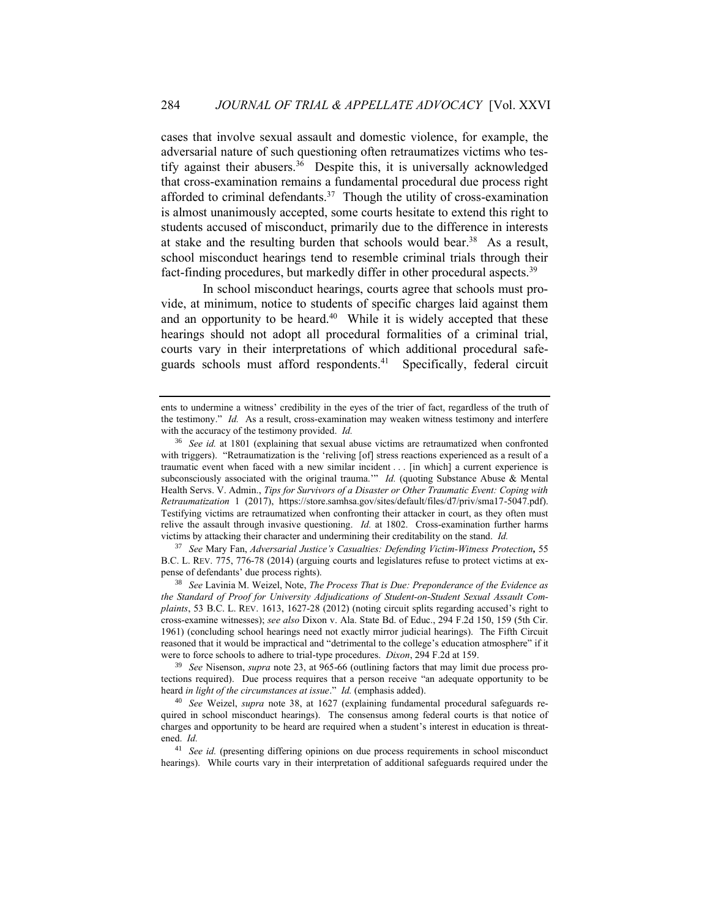cases that involve sexual assault and domestic violence, for example, the adversarial nature of such questioning often retraumatizes victims who testify against their abusers.[36] Despite this, it is universally acknowledged that cross-examination remains a fundamental procedural due process right afforded to criminal defendants.[37] Though the utility of cross-examination is almost unanimously accepted, some courts hesitate to extend this right to students accused of misconduct, primarily due to the difference in interests at stake and the resulting burden that schools would bear.[38] As a result, school misconduct hearings tend to resemble criminal trials through their fact-finding procedures, but markedly differ in other procedural aspects.[39]

In school misconduct hearings, courts agree that schools must provide, at minimum, notice to students of specific charges laid against them and an opportunity to be heard.[40] While it is widely accepted that these hearings should not adopt all procedural formalities of a criminal trial, courts vary in their interpretations of which additional procedural safeguards schools must afford respondents.[41] Specifically, federal circuit

---

ents to undermine a witness' credibility in the eyes of the trier of fact, regardless of the truth of the testimony." *Id.* As a result, cross-examination may weaken witness testimony and interfere with the accuracy of the testimony provided. *Id.*

[36] *See id.* at 1801 (explaining that sexual abuse victims are retraumatized when confronted with triggers). "Retraumatization is the 'reliving [of] stress reactions experienced as a result of a traumatic event when faced with a new similar incident . . . [in which] a current experience is subconsciously associated with the original trauma.'" *Id.* (quoting Substance Abuse & Mental Health Servs. V. Admin., *Tips for Survivors of a Disaster or Other Traumatic Event: Coping with Retraumatization* 1 (2017), https://store.samhsa.gov/sites/default/files/d7/priv/sma17-5047.pdf). Testifying victims are retraumatized when confronting their attacker in court, as they often must relive the assault through invasive questioning. *Id.* at 1802. Cross-examination further harms victims by attacking their character and undermining their creditability on the stand. *Id.*

[37] *See* Mary Fan, *Adversarial Justice's Casualties: Defending Victim-Witness Protection,* 55 B.C. L. REV. 775, 776-78 (2014) (arguing courts and legislatures refuse to protect victims at expense of defendants' due process rights).

[38] *See* Lavinia M. Weizel, Note, *The Process That is Due: Preponderance of the Evidence as the Standard of Proof for University Adjudications of Student-on-Student Sexual Assault Complaints*, 53 B.C. L. REV. 1613, 1627-28 (2012) (noting circuit splits regarding accused's right to cross-examine witnesses); *see also* Dixon v. Ala. State Bd. of Educ., 294 F.2d 150, 159 (5th Cir. 1961) (concluding school hearings need not exactly mirror judicial hearings). The Fifth Circuit reasoned that it would be impractical and "detrimental to the college's education atmosphere" if it were to force schools to adhere to trial-type procedures. *Dixon*, 294 F.2d at 159.

[39] *See* Nisenson, *supra* note 23, at 965-66 (outlining factors that may limit due process protections required). Due process requires that a person receive "an adequate opportunity to be heard *in light of the circumstances at issue*." *Id.* (emphasis added).

[40] *See* Weizel, *supra* note 38, at 1627 (explaining fundamental procedural safeguards required in school misconduct hearings). The consensus among federal courts is that notice of charges and opportunity to be heard are required when a student's interest in education is threatened. *Id.*

[41] *See id.* (presenting differing opinions on due process requirements in school misconduct hearings). While courts vary in their interpretation of additional safeguards required under the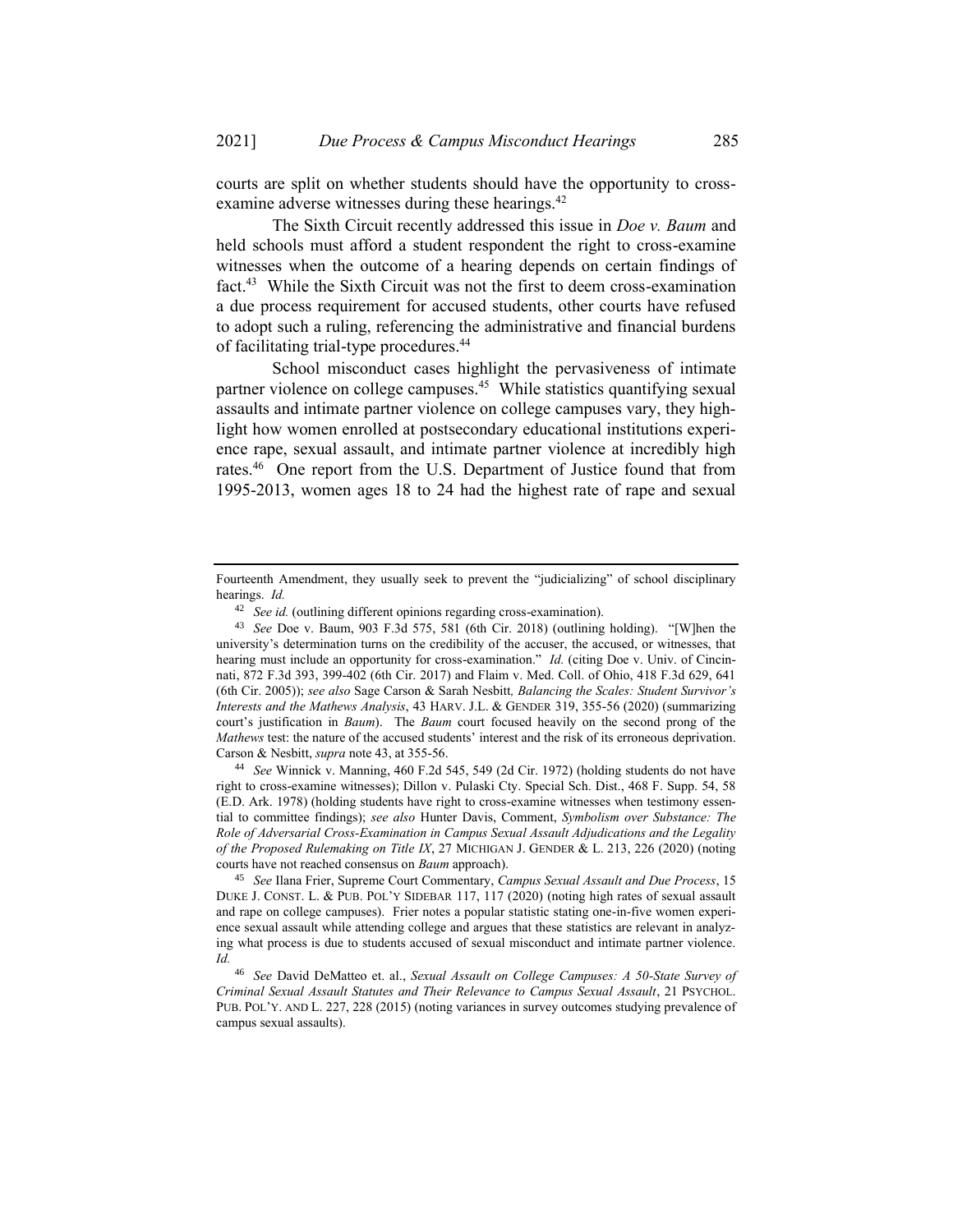courts are split on whether students should have the opportunity to cross-examine adverse witnesses during these hearings.[42]

The Sixth Circuit recently addressed this issue in *Doe v. Baum* and held schools must afford a student respondent the right to cross-examine witnesses when the outcome of a hearing depends on certain findings of fact.[43] While the Sixth Circuit was not the first to deem cross-examination a due process requirement for accused students, other courts have refused to adopt such a ruling, referencing the administrative and financial burdens of facilitating trial-type procedures.[44]

School misconduct cases highlight the pervasiveness of intimate partner violence on college campuses.[45] While statistics quantifying sexual assaults and intimate partner violence on college campuses vary, they highlight how women enrolled at postsecondary educational institutions experience rape, sexual assault, and intimate partner violence at incredibly high rates.[46] One report from the U.S. Department of Justice found that from 1995-2013, women ages 18 to 24 had the highest rate of rape and sexual

---

Fourteenth Amendment, they usually seek to prevent the "judicializing" of school disciplinary hearings. *Id.*

[42] *See id.* (outlining different opinions regarding cross-examination).

[43] *See* Doe v. Baum, 903 F.3d 575, 581 (6th Cir. 2018) (outlining holding). "[W]hen the university's determination turns on the credibility of the accuser, the accused, or witnesses, that hearing must include an opportunity for cross-examination." *Id.* (citing Doe v. Univ. of Cincinnati, 872 F.3d 393, 399-402 (6th Cir. 2017) and Flaim v. Med. Coll. of Ohio, 418 F.3d 629, 641 (6th Cir. 2005)); *see also* Sage Carson & Sarah Nesbitt*, Balancing the Scales: Student Survivor's Interests and the Mathews Analysis*, 43 HARV. J.L. & GENDER 319, 355-56 (2020) (summarizing court's justification in *Baum*). The *Baum* court focused heavily on the second prong of the *Mathews* test: the nature of the accused students' interest and the risk of its erroneous deprivation. Carson & Nesbitt, *supra* note 43, at 355-56.

[44] *See* Winnick v. Manning, 460 F.2d 545, 549 (2d Cir. 1972) (holding students do not have right to cross-examine witnesses); Dillon v. Pulaski Cty. Special Sch. Dist., 468 F. Supp. 54, 58 (E.D. Ark. 1978) (holding students have right to cross-examine witnesses when testimony essential to committee findings); *see also* Hunter Davis, Comment, *Symbolism over Substance: The Role of Adversarial Cross-Examination in Campus Sexual Assault Adjudications and the Legality of the Proposed Rulemaking on Title IX*, 27 MICHIGAN J. GENDER & L. 213, 226 (2020) (noting courts have not reached consensus on *Baum* approach).

[45] *See* Ilana Frier, Supreme Court Commentary, *Campus Sexual Assault and Due Process*, 15 DUKE J. CONST. L. & PUB. POL'Y SIDEBAR 117, 117 (2020) (noting high rates of sexual assault and rape on college campuses). Frier notes a popular statistic stating one-in-five women experience sexual assault while attending college and argues that these statistics are relevant in analyzing what process is due to students accused of sexual misconduct and intimate partner violence. *Id.*

[46] *See* David DeMatteo et. al., *Sexual Assault on College Campuses: A 50-State Survey of Criminal Sexual Assault Statutes and Their Relevance to Campus Sexual Assault*, 21 PSYCHOL. PUB. POL'Y. AND L. 227, 228 (2015) (noting variances in survey outcomes studying prevalence of campus sexual assaults).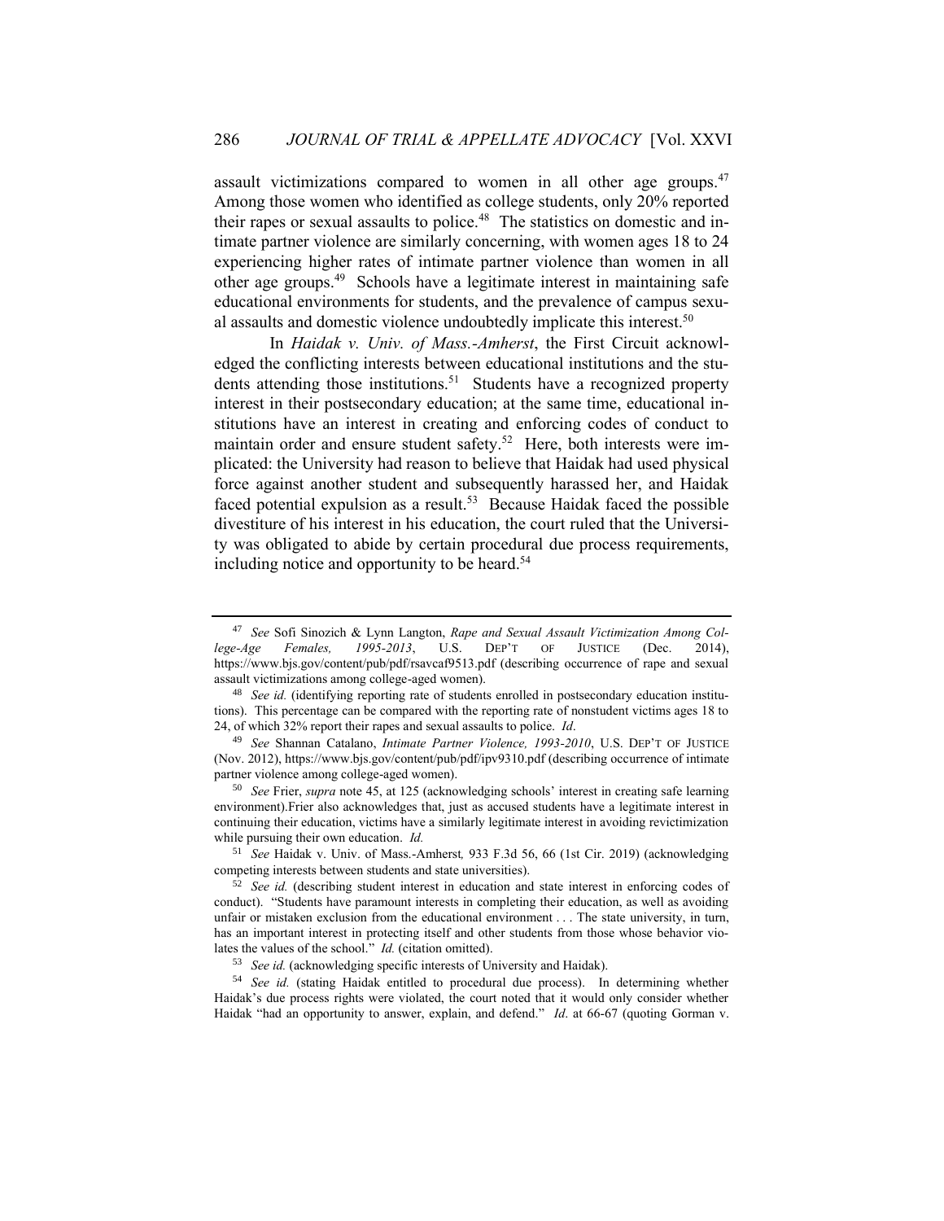assault victimizations compared to women in all other age groups.[47] Among those women who identified as college students, only 20% reported their rapes or sexual assaults to police.[48] The statistics on domestic and intimate partner violence are similarly concerning, with women ages 18 to 24 experiencing higher rates of intimate partner violence than women in all other age groups.[49] Schools have a legitimate interest in maintaining safe educational environments for students, and the prevalence of campus sexual assaults and domestic violence undoubtedly implicate this interest.[50]

In *Haidak v. Univ. of Mass.-Amherst*, the First Circuit acknowledged the conflicting interests between educational institutions and the students attending those institutions.[51] Students have a recognized property interest in their postsecondary education; at the same time, educational institutions have an interest in creating and enforcing codes of conduct to maintain order and ensure student safety.[52] Here, both interests were implicated: the University had reason to believe that Haidak had used physical force against another student and subsequently harassed her, and Haidak faced potential expulsion as a result.[53] Because Haidak faced the possible divestiture of his interest in his education, the court ruled that the University was obligated to abide by certain procedural due process requirements, including notice and opportunity to be heard.[54]

---

[47] *See* Sofi Sinozich & Lynn Langton, *Rape and Sexual Assault Victimization Among College-Age Females, 1995-2013*, U.S. DEP'T OF JUSTICE (Dec. 2014), https://www.bjs.gov/content/pub/pdf/rsavcaf9513.pdf (describing occurrence of rape and sexual assault victimizations among college-aged women).

[48] *See id.* (identifying reporting rate of students enrolled in postsecondary education institutions). This percentage can be compared with the reporting rate of nonstudent victims ages 18 to 24, of which 32% report their rapes and sexual assaults to police. *Id*.

[49] *See* Shannan Catalano, *Intimate Partner Violence, 1993-2010*, U.S. DEP'T OF JUSTICE (Nov. 2012), https://www.bjs.gov/content/pub/pdf/ipv9310.pdf (describing occurrence of intimate partner violence among college-aged women).

[50] *See* Frier, *supra* note 45, at 125 (acknowledging schools' interest in creating safe learning environment).Frier also acknowledges that, just as accused students have a legitimate interest in continuing their education, victims have a similarly legitimate interest in avoiding revictimization while pursuing their own education. *Id.*

[51] *See* Haidak v. Univ. of Mass.-Amherst*,* 933 F.3d 56, 66 (1st Cir. 2019) (acknowledging competing interests between students and state universities).

[52] *See id.* (describing student interest in education and state interest in enforcing codes of conduct). "Students have paramount interests in completing their education, as well as avoiding unfair or mistaken exclusion from the educational environment . . . The state university, in turn, has an important interest in protecting itself and other students from those whose behavior violates the values of the school." *Id.* (citation omitted).

[53] *See id.* (acknowledging specific interests of University and Haidak).

[54] *See id.* (stating Haidak entitled to procedural due process). In determining whether Haidak's due process rights were violated, the court noted that it would only consider whether Haidak "had an opportunity to answer, explain, and defend." *Id*. at 66-67 (quoting Gorman v.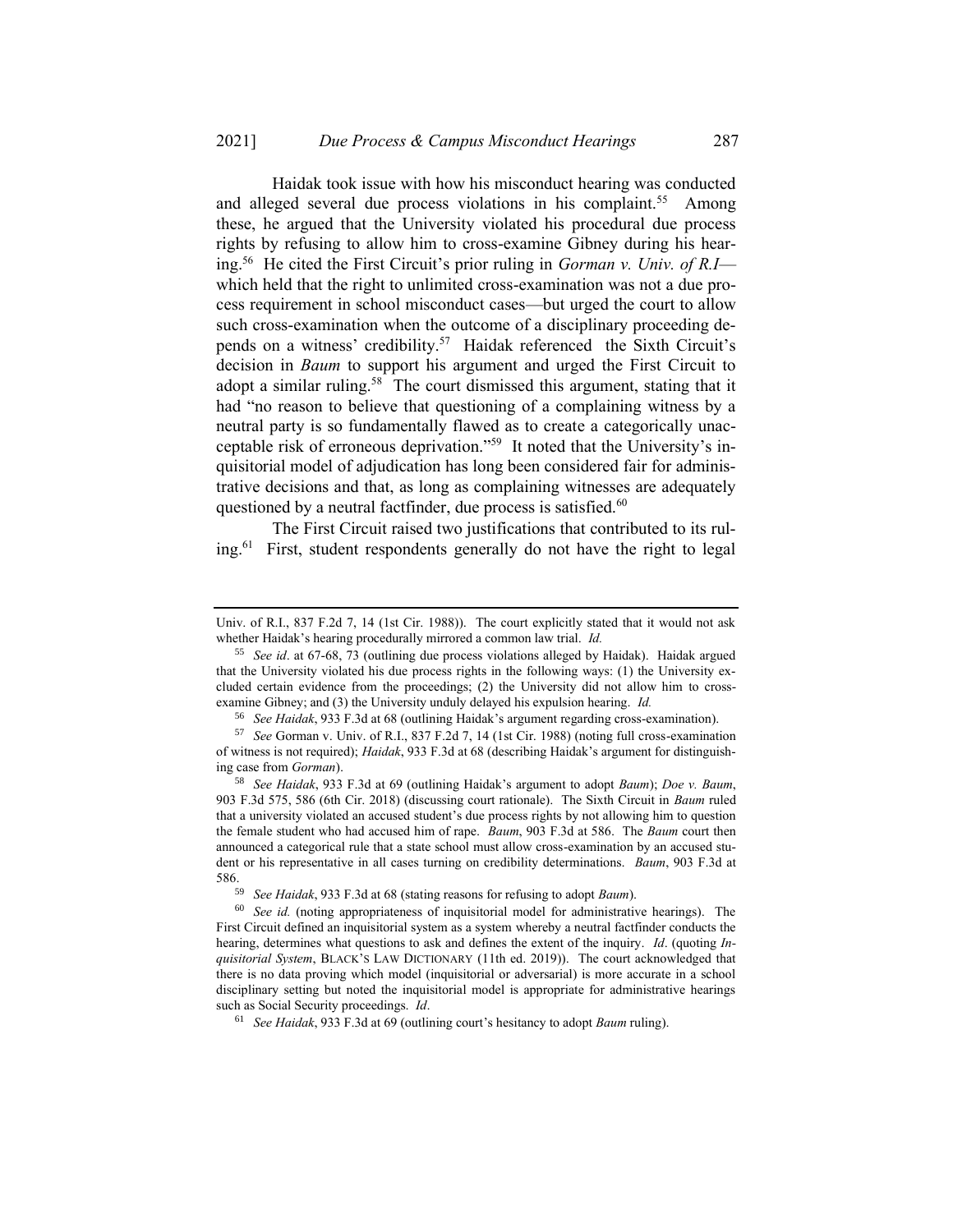Haidak took issue with how his misconduct hearing was conducted and alleged several due process violations in his complaint.[55] Among these, he argued that the University violated his procedural due process rights by refusing to allow him to cross-examine Gibney during his hearing.[56] He cited the First Circuit's prior ruling in *Gorman v. Univ. of R.I*—which held that the right to unlimited cross-examination was not a due process requirement in school misconduct cases—but urged the court to allow such cross-examination when the outcome of a disciplinary proceeding depends on a witness' credibility.[57] Haidak referenced the Sixth Circuit's decision in *Baum* to support his argument and urged the First Circuit to adopt a similar ruling.[58] The court dismissed this argument, stating that it had "no reason to believe that questioning of a complaining witness by a neutral party is so fundamentally flawed as to create a categorically unacceptable risk of erroneous deprivation."[59] It noted that the University's inquisitorial model of adjudication has long been considered fair for administrative decisions and that, as long as complaining witnesses are adequately questioned by a neutral factfinder, due process is satisfied.[60]

The First Circuit raised two justifications that contributed to its ruling.[61] First, student respondents generally do not have the right to legal

---

Univ. of R.I., 837 F.2d 7, 14 (1st Cir. 1988)). The court explicitly stated that it would not ask whether Haidak's hearing procedurally mirrored a common law trial. *Id.*

[55] *See id*. at 67-68, 73 (outlining due process violations alleged by Haidak). Haidak argued that the University violated his due process rights in the following ways: (1) the University excluded certain evidence from the proceedings; (2) the University did not allow him to cross-examine Gibney; and (3) the University unduly delayed his expulsion hearing. *Id.*

[56] *See Haidak*, 933 F.3d at 68 (outlining Haidak's argument regarding cross-examination).

[57] *See* Gorman v. Univ. of R.I., 837 F.2d 7, 14 (1st Cir. 1988) (noting full cross-examination of witness is not required); *Haidak*, 933 F.3d at 68 (describing Haidak's argument for distinguishing case from *Gorman*).

[58] *See Haidak*, 933 F.3d at 69 (outlining Haidak's argument to adopt *Baum*); *Doe v. Baum*, 903 F.3d 575, 586 (6th Cir. 2018) (discussing court rationale). The Sixth Circuit in *Baum* ruled that a university violated an accused student's due process rights by not allowing him to question the female student who had accused him of rape. *Baum*, 903 F.3d at 586. The *Baum* court then announced a categorical rule that a state school must allow cross-examination by an accused student or his representative in all cases turning on credibility determinations. *Baum*, 903 F.3d at 586.

[59] *See Haidak*, 933 F.3d at 68 (stating reasons for refusing to adopt *Baum*).

[60] *See id.* (noting appropriateness of inquisitorial model for administrative hearings). The First Circuit defined an inquisitorial system as a system whereby a neutral factfinder conducts the hearing, determines what questions to ask and defines the extent of the inquiry. *Id*. (quoting *Inquisitorial System*, BLACK'S LAW DICTIONARY (11th ed. 2019)). The court acknowledged that there is no data proving which model (inquisitorial or adversarial) is more accurate in a school disciplinary setting but noted the inquisitorial model is appropriate for administrative hearings such as Social Security proceedings. *Id*.

[61] *See Haidak*, 933 F.3d at 69 (outlining court's hesitancy to adopt *Baum* ruling).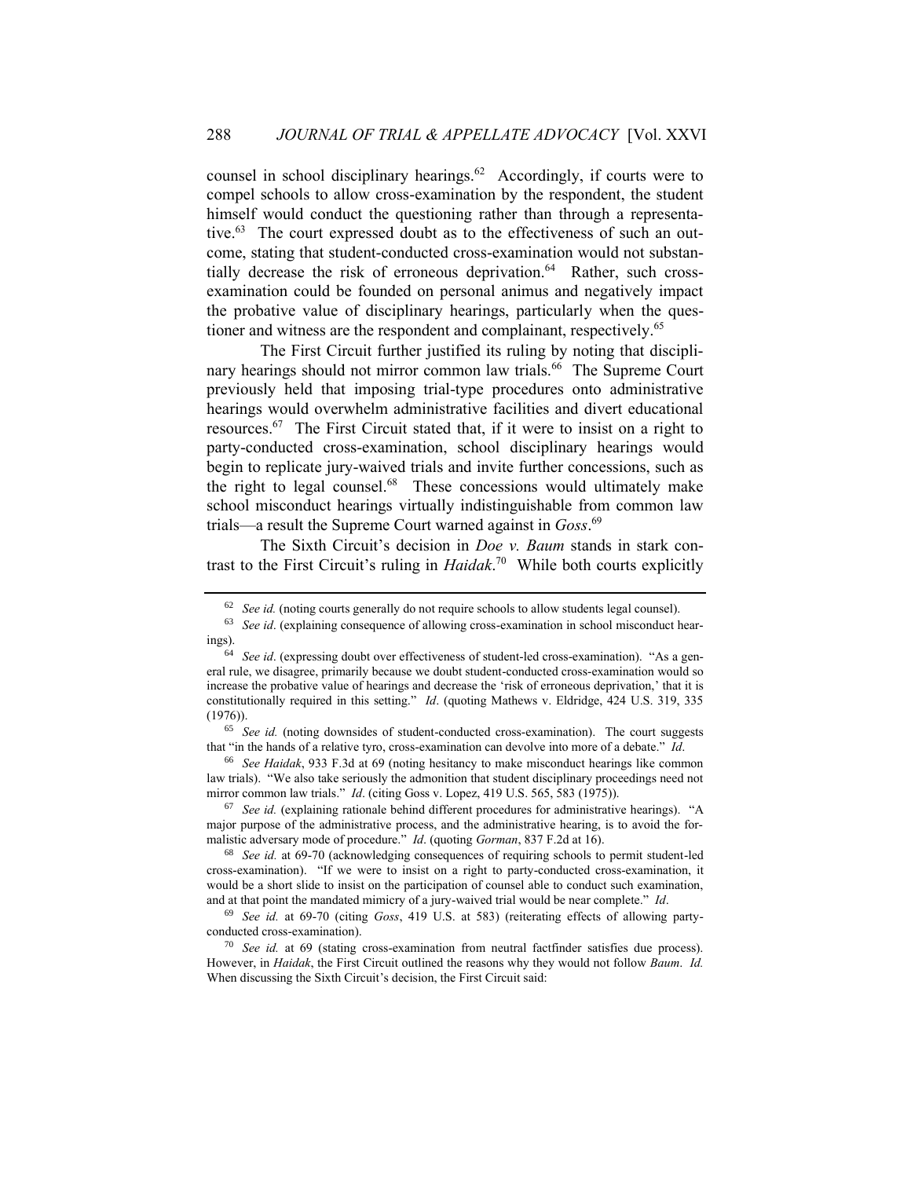counsel in school disciplinary hearings.[62] Accordingly, if courts were to compel schools to allow cross-examination by the respondent, the student himself would conduct the questioning rather than through a representative.[63] The court expressed doubt as to the effectiveness of such an outcome, stating that student-conducted cross-examination would not substantially decrease the risk of erroneous deprivation.[64] Rather, such cross-examination could be founded on personal animus and negatively impact the probative value of disciplinary hearings, particularly when the questioner and witness are the respondent and complainant, respectively.[65]

The First Circuit further justified its ruling by noting that disciplinary hearings should not mirror common law trials.[66] The Supreme Court previously held that imposing trial-type procedures onto administrative hearings would overwhelm administrative facilities and divert educational resources.[67] The First Circuit stated that, if it were to insist on a right to party-conducted cross-examination, school disciplinary hearings would begin to replicate jury-waived trials and invite further concessions, such as the right to legal counsel.[68] These concessions would ultimately make school misconduct hearings virtually indistinguishable from common law trials—a result the Supreme Court warned against in *Goss*.[69]

The Sixth Circuit's decision in *Doe v. Baum* stands in stark contrast to the First Circuit's ruling in *Haidak*.[70] While both courts explicitly

---

[62] *See id.* (noting courts generally do not require schools to allow students legal counsel).

[63] *See id*. (explaining consequence of allowing cross-examination in school misconduct hearings).

[64] *See id*. (expressing doubt over effectiveness of student-led cross-examination). "As a general rule, we disagree, primarily because we doubt student-conducted cross-examination would so increase the probative value of hearings and decrease the 'risk of erroneous deprivation,' that it is constitutionally required in this setting." *Id*. (quoting Mathews v. Eldridge, 424 U.S. 319, 335 (1976)).

[65] *See id.* (noting downsides of student-conducted cross-examination). The court suggests that "in the hands of a relative tyro, cross-examination can devolve into more of a debate." *Id*.

[66] *See Haidak*, 933 F.3d at 69 (noting hesitancy to make misconduct hearings like common law trials). "We also take seriously the admonition that student disciplinary proceedings need not mirror common law trials." *Id*. (citing Goss v. Lopez, 419 U.S. 565, 583 (1975)).

[67] *See id.* (explaining rationale behind different procedures for administrative hearings). "A major purpose of the administrative process, and the administrative hearing, is to avoid the formalistic adversary mode of procedure." *Id*. (quoting *Gorman*, 837 F.2d at 16).

[68] *See id.* at 69-70 (acknowledging consequences of requiring schools to permit student-led cross-examination). "If we were to insist on a right to party-conducted cross-examination, it would be a short slide to insist on the participation of counsel able to conduct such examination, and at that point the mandated mimicry of a jury-waived trial would be near complete." *Id*.

[69] *See id.* at 69-70 (citing *Goss*, 419 U.S. at 583) (reiterating effects of allowing party-conducted cross-examination).

[70] *See id.* at 69 (stating cross-examination from neutral factfinder satisfies due process). However, in *Haidak*, the First Circuit outlined the reasons why they would not follow *Baum*. *Id.* When discussing the Sixth Circuit's decision, the First Circuit said: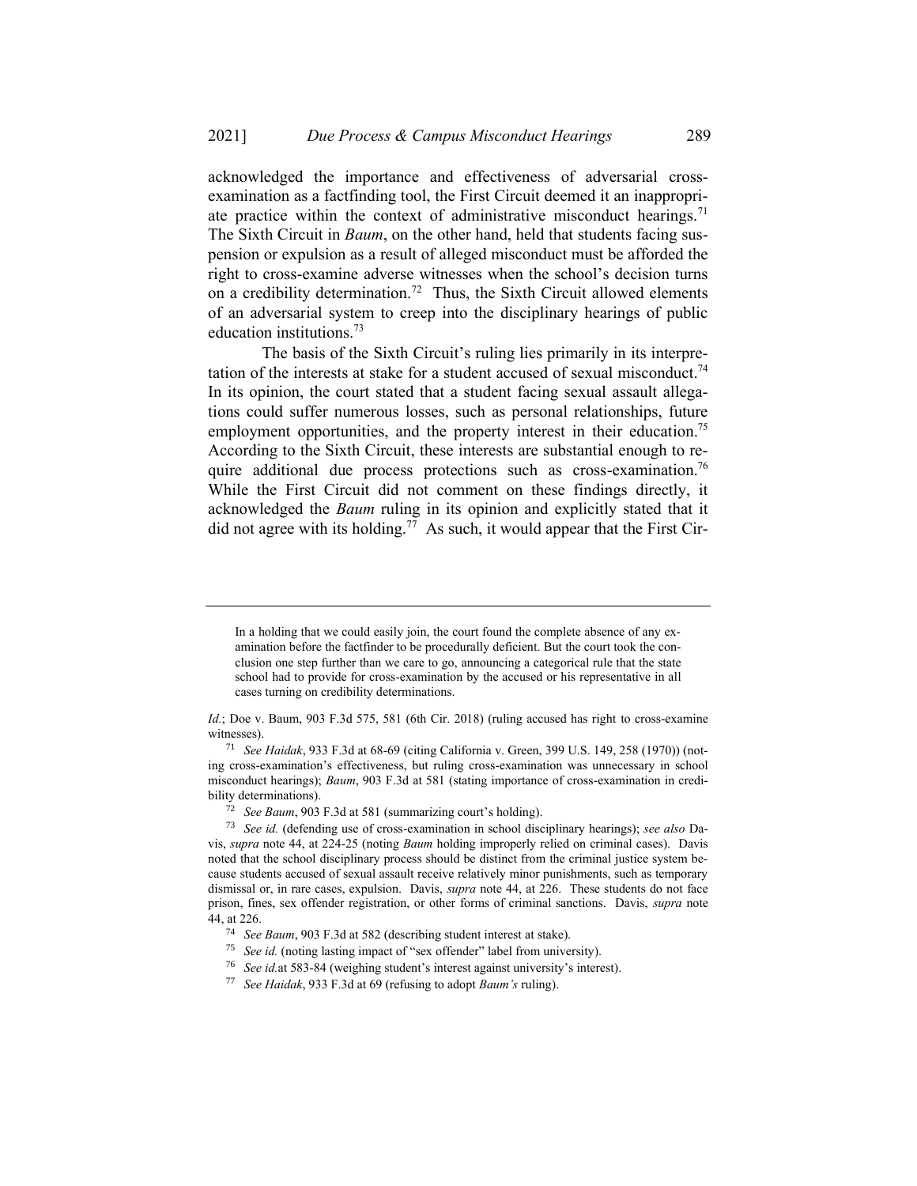acknowledged the importance and effectiveness of adversarial cross-examination as a factfinding tool, the First Circuit deemed it an inappropriate practice within the context of administrative misconduct hearings.[71] The Sixth Circuit in *Baum*, on the other hand, held that students facing suspension or expulsion as a result of alleged misconduct must be afforded the right to cross-examine adverse witnesses when the school's decision turns on a credibility determination.[72] Thus, the Sixth Circuit allowed elements of an adversarial system to creep into the disciplinary hearings of public education institutions.[73]

The basis of the Sixth Circuit's ruling lies primarily in its interpretation of the interests at stake for a student accused of sexual misconduct.[74] In its opinion, the court stated that a student facing sexual assault allegations could suffer numerous losses, such as personal relationships, future employment opportunities, and the property interest in their education.[75] According to the Sixth Circuit, these interests are substantial enough to require additional due process protections such as cross-examination.[76] While the First Circuit did not comment on these findings directly, it acknowledged the *Baum* ruling in its opinion and explicitly stated that it did not agree with its holding.[77] As such, it would appear that the First Cir-

---

> In a holding that we could easily join, the court found the complete absence of any examination before the factfinder to be procedurally deficient. But the court took the conclusion one step further than we care to go, announcing a categorical rule that the state school had to provide for cross-examination by the accused or his representative in all cases turning on credibility determinations.

*Id.*; Doe v. Baum, 903 F.3d 575, 581 (6th Cir. 2018) (ruling accused has right to cross-examine witnesses).

[71] *See Haidak*, 933 F.3d at 68-69 (citing California v. Green, 399 U.S. 149, 258 (1970)) (noting cross-examination's effectiveness, but ruling cross-examination was unnecessary in school misconduct hearings); *Baum*, 903 F.3d at 581 (stating importance of cross-examination in credibility determinations).

[72] *See Baum*, 903 F.3d at 581 (summarizing court's holding).

[73] *See id.* (defending use of cross-examination in school disciplinary hearings); *see also* Davis, *supra* note 44, at 224-25 (noting *Baum* holding improperly relied on criminal cases). Davis noted that the school disciplinary process should be distinct from the criminal justice system because students accused of sexual assault receive relatively minor punishments, such as temporary dismissal or, in rare cases, expulsion. Davis, *supra* note 44, at 226. These students do not face prison, fines, sex offender registration, or other forms of criminal sanctions. Davis, *supra* note 44, at 226.

[74] *See Baum*, 903 F.3d at 582 (describing student interest at stake).

[75] *See id.* (noting lasting impact of "sex offender" label from university).

[76] *See id.*at 583-84 (weighing student's interest against university's interest).

[77] *See Haidak*, 933 F.3d at 69 (refusing to adopt *Baum's* ruling).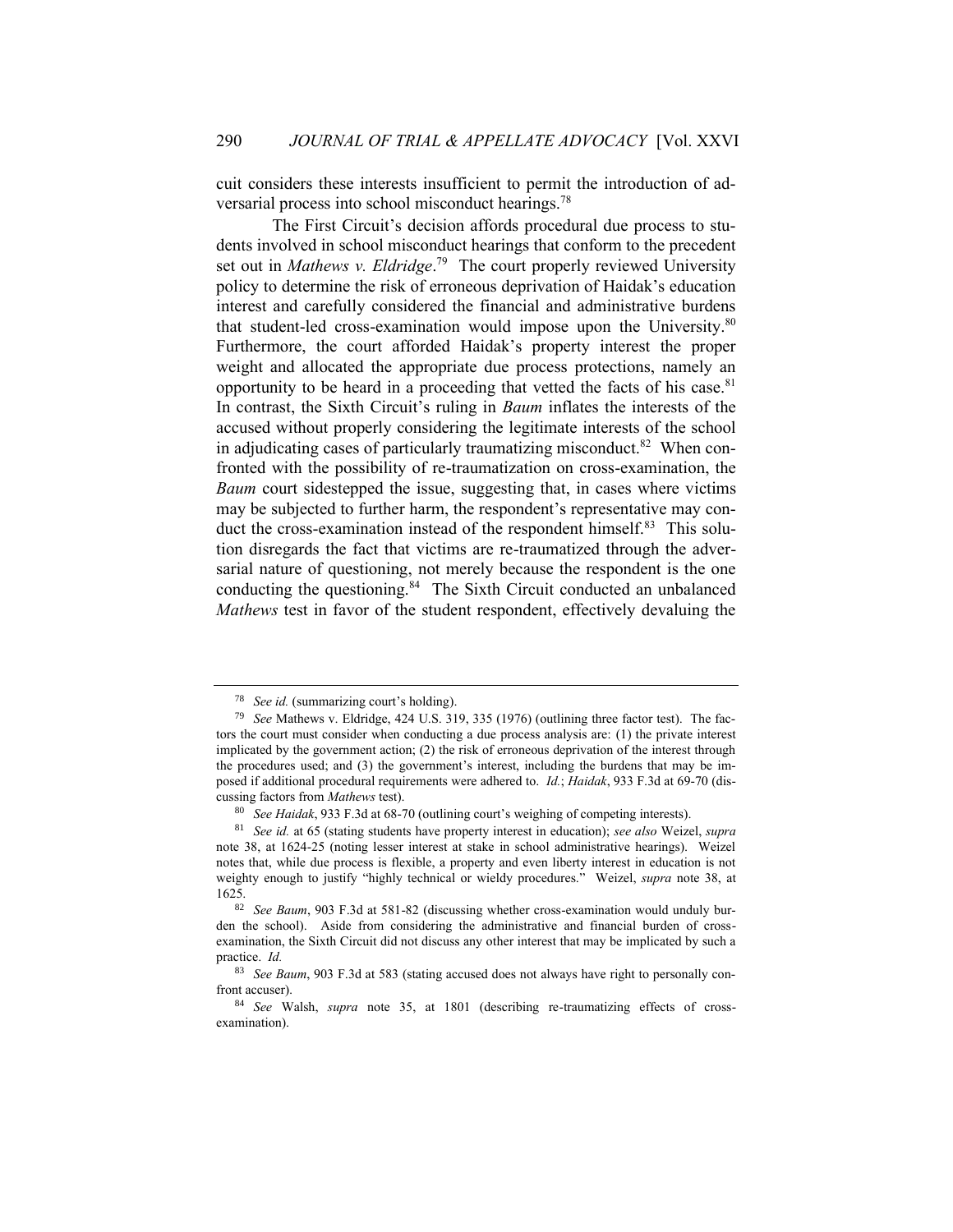cuit considers these interests insufficient to permit the introduction of adversarial process into school misconduct hearings.[78]

The First Circuit's decision affords procedural due process to students involved in school misconduct hearings that conform to the precedent set out in *Mathews v. Eldridge*.[79] The court properly reviewed University policy to determine the risk of erroneous deprivation of Haidak's education interest and carefully considered the financial and administrative burdens that student-led cross-examination would impose upon the University.[80] Furthermore, the court afforded Haidak's property interest the proper weight and allocated the appropriate due process protections, namely an opportunity to be heard in a proceeding that vetted the facts of his case.[81] In contrast, the Sixth Circuit's ruling in *Baum* inflates the interests of the accused without properly considering the legitimate interests of the school in adjudicating cases of particularly traumatizing misconduct.[82] When confronted with the possibility of re-traumatization on cross-examination, the *Baum* court sidestepped the issue, suggesting that, in cases where victims may be subjected to further harm, the respondent's representative may conduct the cross-examination instead of the respondent himself.[83] This solution disregards the fact that victims are re-traumatized through the adversarial nature of questioning, not merely because the respondent is the one conducting the questioning.[84] The Sixth Circuit conducted an unbalanced *Mathews* test in favor of the student respondent, effectively devaluing the

---

[78] *See id.* (summarizing court's holding).

[79] *See* Mathews v. Eldridge, 424 U.S. 319, 335 (1976) (outlining three factor test). The factors the court must consider when conducting a due process analysis are: (1) the private interest implicated by the government action; (2) the risk of erroneous deprivation of the interest through the procedures used; and (3) the government's interest, including the burdens that may be imposed if additional procedural requirements were adhered to. *Id.*; *Haidak*, 933 F.3d at 69-70 (discussing factors from *Mathews* test).

[80] *See Haidak*, 933 F.3d at 68-70 (outlining court's weighing of competing interests).

[81] *See id.* at 65 (stating students have property interest in education); *see also* Weizel, *supra* note 38, at 1624-25 (noting lesser interest at stake in school administrative hearings). Weizel notes that, while due process is flexible, a property and even liberty interest in education is not weighty enough to justify "highly technical or wieldy procedures." Weizel, *supra* note 38, at 1625.

[82] *See Baum*, 903 F.3d at 581-82 (discussing whether cross-examination would unduly burden the school). Aside from considering the administrative and financial burden of cross-examination, the Sixth Circuit did not discuss any other interest that may be implicated by such a practice. *Id.*

[83] *See Baum*, 903 F.3d at 583 (stating accused does not always have right to personally confront accuser).

[84] *See* Walsh, *supra* note 35, at 1801 (describing re-traumatizing effects of cross-examination).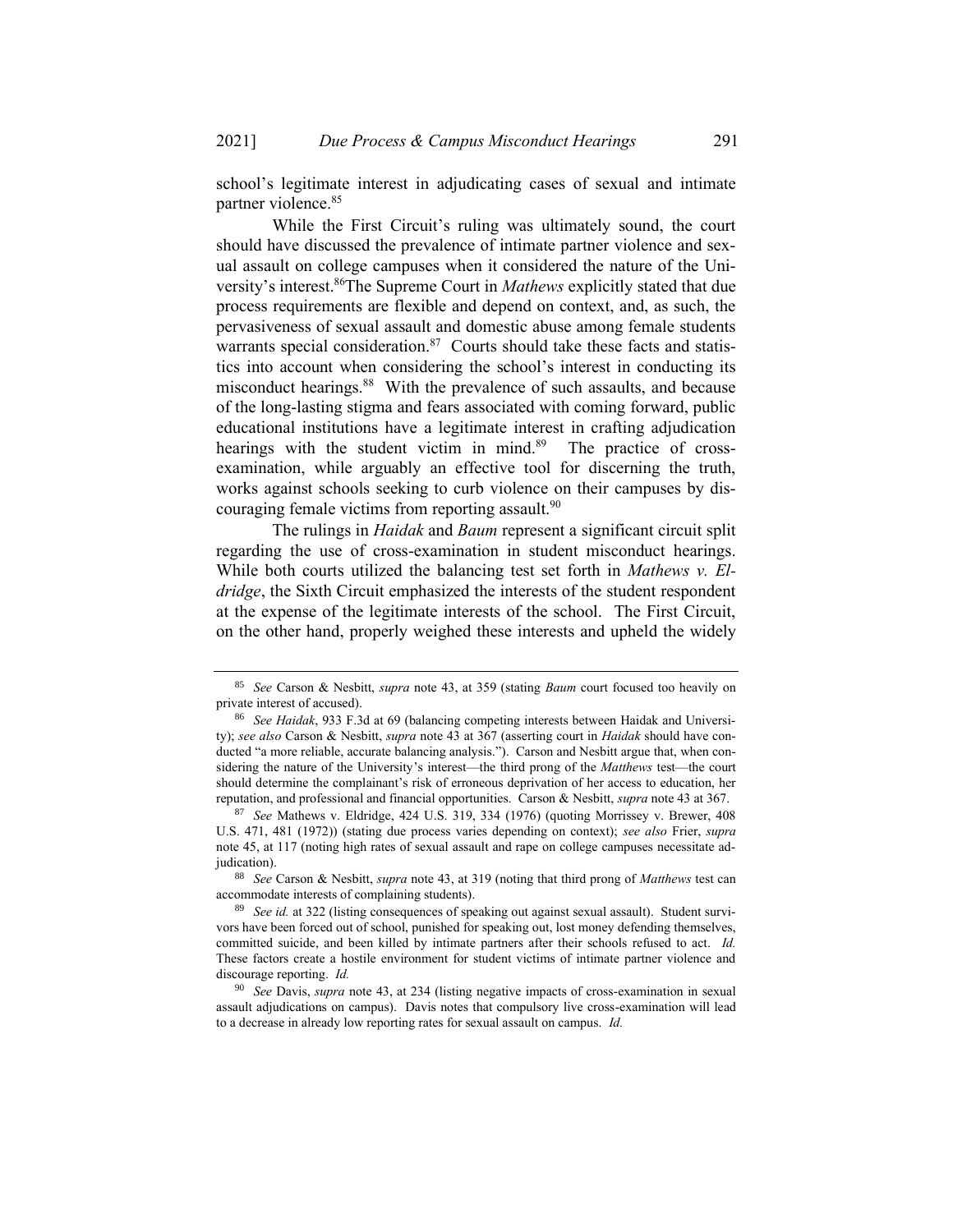school's legitimate interest in adjudicating cases of sexual and intimate partner violence.[85]

While the First Circuit's ruling was ultimately sound, the court should have discussed the prevalence of intimate partner violence and sexual assault on college campuses when it considered the nature of the University's interest.[86] The Supreme Court in *Mathews* explicitly stated that due process requirements are flexible and depend on context, and, as such, the pervasiveness of sexual assault and domestic abuse among female students warrants special consideration.[87] Courts should take these facts and statistics into account when considering the school's interest in conducting its misconduct hearings.[88] With the prevalence of such assaults, and because of the long-lasting stigma and fears associated with coming forward, public educational institutions have a legitimate interest in crafting adjudication hearings with the student victim in mind.[89] The practice of cross-examination, while arguably an effective tool for discerning the truth, works against schools seeking to curb violence on their campuses by discouraging female victims from reporting assault.[90]

The rulings in *Haidak* and *Baum* represent a significant circuit split regarding the use of cross-examination in student misconduct hearings. While both courts utilized the balancing test set forth in *Mathews v. Eldridge*, the Sixth Circuit emphasized the interests of the student respondent at the expense of the legitimate interests of the school. The First Circuit, on the other hand, properly weighed these interests and upheld the widely

---

[85] *See* Carson & Nesbitt, *supra* note 43, at 359 (stating *Baum* court focused too heavily on private interest of accused).

[86] *See Haidak*, 933 F.3d at 69 (balancing competing interests between Haidak and University); *see also* Carson & Nesbitt, *supra* note 43 at 367 (asserting court in *Haidak* should have conducted "a more reliable, accurate balancing analysis."). Carson and Nesbitt argue that, when considering the nature of the University's interest—the third prong of the *Matthews* test—the court should determine the complainant's risk of erroneous deprivation of her access to education, her reputation, and professional and financial opportunities. Carson & Nesbitt, *supra* note 43 at 367.

[87] *See* Mathews v. Eldridge, 424 U.S. 319, 334 (1976) (quoting Morrissey v. Brewer, 408 U.S. 471, 481 (1972)) (stating due process varies depending on context); *see also* Frier, *supra* note 45, at 117 (noting high rates of sexual assault and rape on college campuses necessitate adjudication).

[88] *See* Carson & Nesbitt, *supra* note 43, at 319 (noting that third prong of *Matthews* test can accommodate interests of complaining students).

[89] *See id.* at 322 (listing consequences of speaking out against sexual assault). Student survivors have been forced out of school, punished for speaking out, lost money defending themselves, committed suicide, and been killed by intimate partners after their schools refused to act. *Id.* These factors create a hostile environment for student victims of intimate partner violence and discourage reporting. *Id.*

[90] *See* Davis, *supra* note 43, at 234 (listing negative impacts of cross-examination in sexual assault adjudications on campus). Davis notes that compulsory live cross-examination will lead to a decrease in already low reporting rates for sexual assault on campus. *Id.*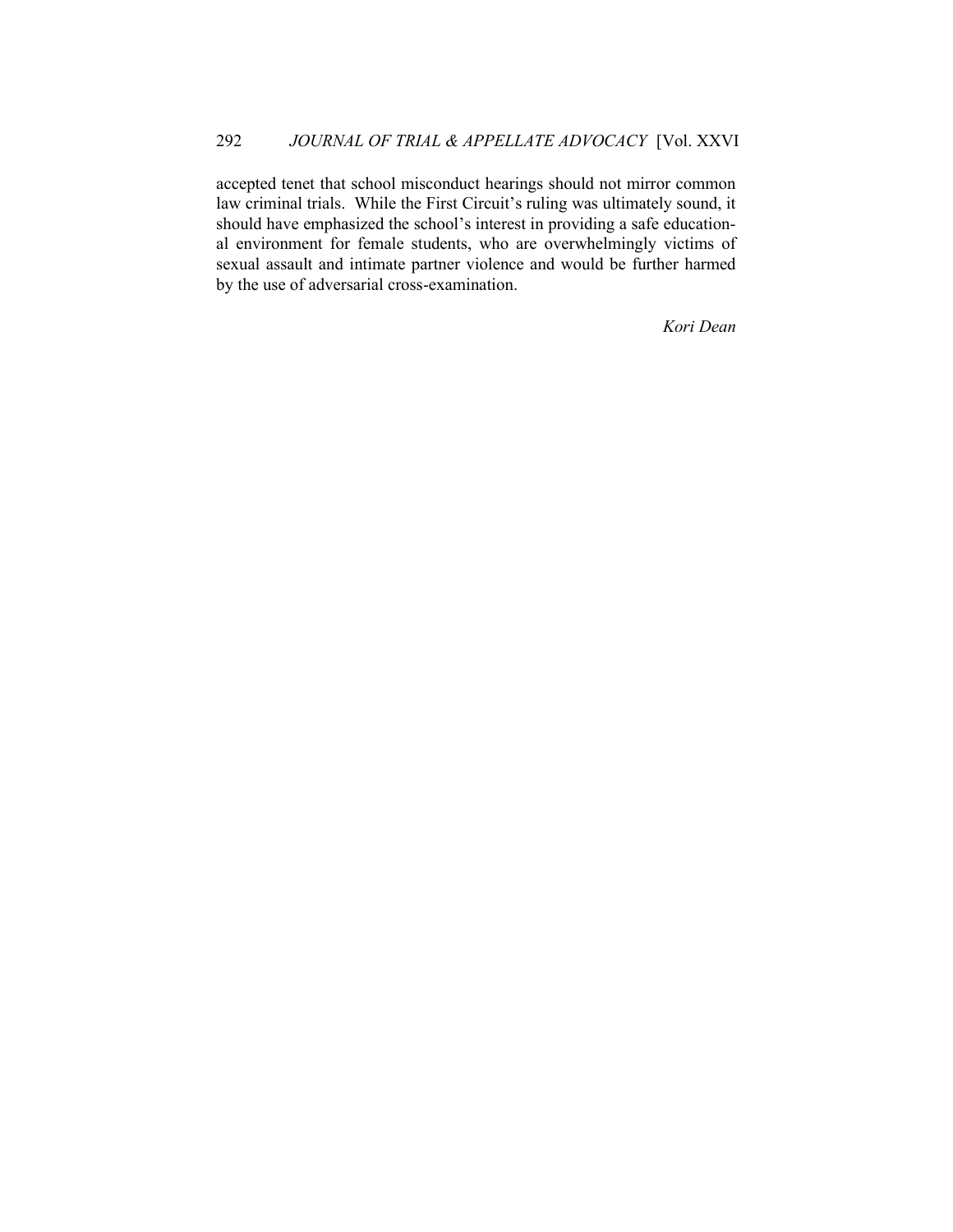accepted tenet that school misconduct hearings should not mirror common law criminal trials. While the First Circuit's ruling was ultimately sound, it should have emphasized the school's interest in providing a safe educational environment for female students, who are overwhelmingly victims of sexual assault and intimate partner violence and would be further harmed by the use of adversarial cross-examination.

*Kori Dean*